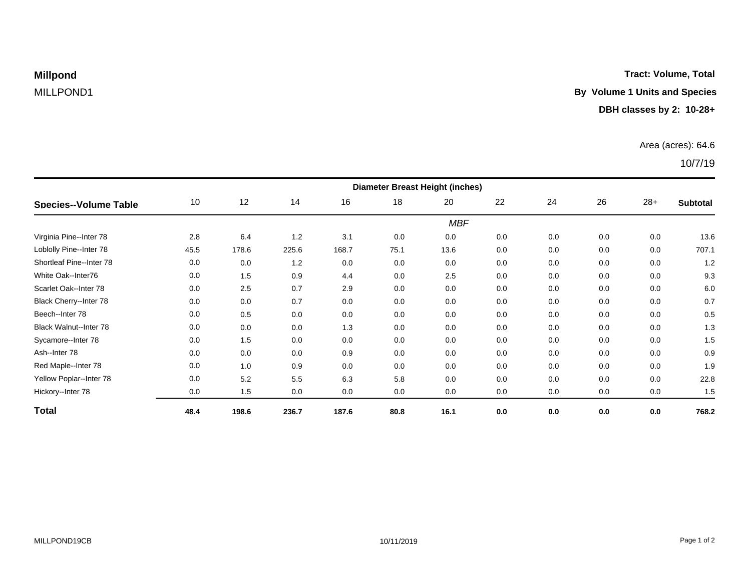**Millpond**

MILLPOND1

**Tract: Volume, Total**

**By Volume 1 Units and Species**

**DBH classes by 2: 10-28+**

Area (acres): 64.6

10/7/19

| Species--Volume Table | Diameter Breast Height (inches) | | | | | | | | | | |
|---|---|---|---|---|---|---|---|---|---|---|---|
| | 10 | 12 | 14 | 16 | 18 | 20 | 22 | 24 | 26 | 28+ | **Subtotal** |
| | | | | | | *MBF* | | | | | |
| Virginia Pine--Inter 78 | 2.8 | 6.4 | 1.2 | 3.1 | 0.0 | 0.0 | 0.0 | 0.0 | 0.0 | 0.0 | 13.6 |
| Loblolly Pine--Inter 78 | 45.5 | 178.6 | 225.6 | 168.7 | 75.1 | 13.6 | 0.0 | 0.0 | 0.0 | 0.0 | 707.1 |
| Shortleaf Pine--Inter 78 | 0.0 | 0.0 | 1.2 | 0.0 | 0.0 | 0.0 | 0.0 | 0.0 | 0.0 | 0.0 | 1.2 |
| White Oak--Inter76 | 0.0 | 1.5 | 0.9 | 4.4 | 0.0 | 2.5 | 0.0 | 0.0 | 0.0 | 0.0 | 9.3 |
| Scarlet Oak--Inter 78 | 0.0 | 2.5 | 0.7 | 2.9 | 0.0 | 0.0 | 0.0 | 0.0 | 0.0 | 0.0 | 6.0 |
| Black Cherry--Inter 78 | 0.0 | 0.0 | 0.7 | 0.0 | 0.0 | 0.0 | 0.0 | 0.0 | 0.0 | 0.0 | 0.7 |
| Beech--Inter 78 | 0.0 | 0.5 | 0.0 | 0.0 | 0.0 | 0.0 | 0.0 | 0.0 | 0.0 | 0.0 | 0.5 |
| Black Walnut--Inter 78 | 0.0 | 0.0 | 0.0 | 1.3 | 0.0 | 0.0 | 0.0 | 0.0 | 0.0 | 0.0 | 1.3 |
| Sycamore--Inter 78 | 0.0 | 1.5 | 0.0 | 0.0 | 0.0 | 0.0 | 0.0 | 0.0 | 0.0 | 0.0 | 1.5 |
| Ash--Inter 78 | 0.0 | 0.0 | 0.0 | 0.9 | 0.0 | 0.0 | 0.0 | 0.0 | 0.0 | 0.0 | 0.9 |
| Red Maple--Inter 78 | 0.0 | 1.0 | 0.9 | 0.0 | 0.0 | 0.0 | 0.0 | 0.0 | 0.0 | 0.0 | 1.9 |
| Yellow Poplar--Inter 78 | 0.0 | 5.2 | 5.5 | 6.3 | 5.8 | 0.0 | 0.0 | 0.0 | 0.0 | 0.0 | 22.8 |
| Hickory--Inter 78 | 0.0 | 1.5 | 0.0 | 0.0 | 0.0 | 0.0 | 0.0 | 0.0 | 0.0 | 0.0 | 1.5 |
| **Total** | **48.4** | **198.6** | **236.7** | **187.6** | **80.8** | **16.1** | **0.0** | **0.0** | **0.0** | **0.0** | **768.2** |

MILLPOND19CB

10/11/2019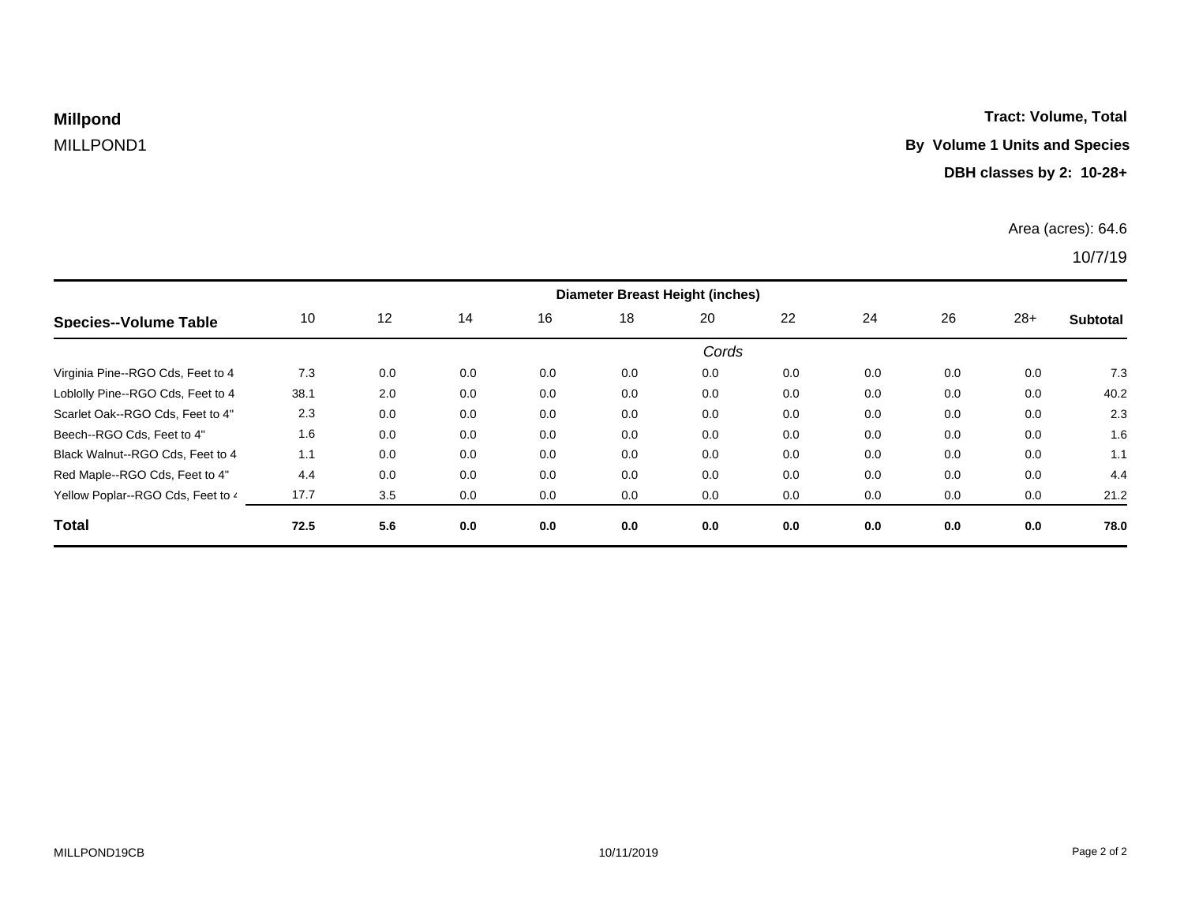**Millpond**

MILLPOND1

**Tract: Volume, Total**

**By Volume 1 Units and Species**

**DBH classes by 2: 10-28+**

Area (acres): 64.6

10/7/19

| | Diameter Breast Height (inches) | | | | | | | | | | |
|---|---|---|---|---|---|---|---|---|---|---|---|
| **Species--Volume Table** | 10 | 12 | 14 | 16 | 18 | 20 | 22 | 24 | 26 | 28+ | **Subtotal** |
| | | | | | | *Cords* | | | | | |
| Virginia Pine--RGO Cds, Feet to 4 | 7.3 | 0.0 | 0.0 | 0.0 | 0.0 | 0.0 | 0.0 | 0.0 | 0.0 | 0.0 | 7.3 |
| Loblolly Pine--RGO Cds, Feet to 4 | 38.1 | 2.0 | 0.0 | 0.0 | 0.0 | 0.0 | 0.0 | 0.0 | 0.0 | 0.0 | 40.2 |
| Scarlet Oak--RGO Cds, Feet to 4" | 2.3 | 0.0 | 0.0 | 0.0 | 0.0 | 0.0 | 0.0 | 0.0 | 0.0 | 0.0 | 2.3 |
| Beech--RGO Cds, Feet to 4" | 1.6 | 0.0 | 0.0 | 0.0 | 0.0 | 0.0 | 0.0 | 0.0 | 0.0 | 0.0 | 1.6 |
| Black Walnut--RGO Cds, Feet to 4 | 1.1 | 0.0 | 0.0 | 0.0 | 0.0 | 0.0 | 0.0 | 0.0 | 0.0 | 0.0 | 1.1 |
| Red Maple--RGO Cds, Feet to 4" | 4.4 | 0.0 | 0.0 | 0.0 | 0.0 | 0.0 | 0.0 | 0.0 | 0.0 | 0.0 | 4.4 |
| Yellow Poplar--RGO Cds, Feet to 4 | 17.7 | 3.5 | 0.0 | 0.0 | 0.0 | 0.0 | 0.0 | 0.0 | 0.0 | 0.0 | 21.2 |
| **Total** | **72.5** | **5.6** | **0.0** | **0.0** | **0.0** | **0.0** | **0.0** | **0.0** | **0.0** | **0.0** | **78.0** |

MILLPOND19CB

10/11/2019